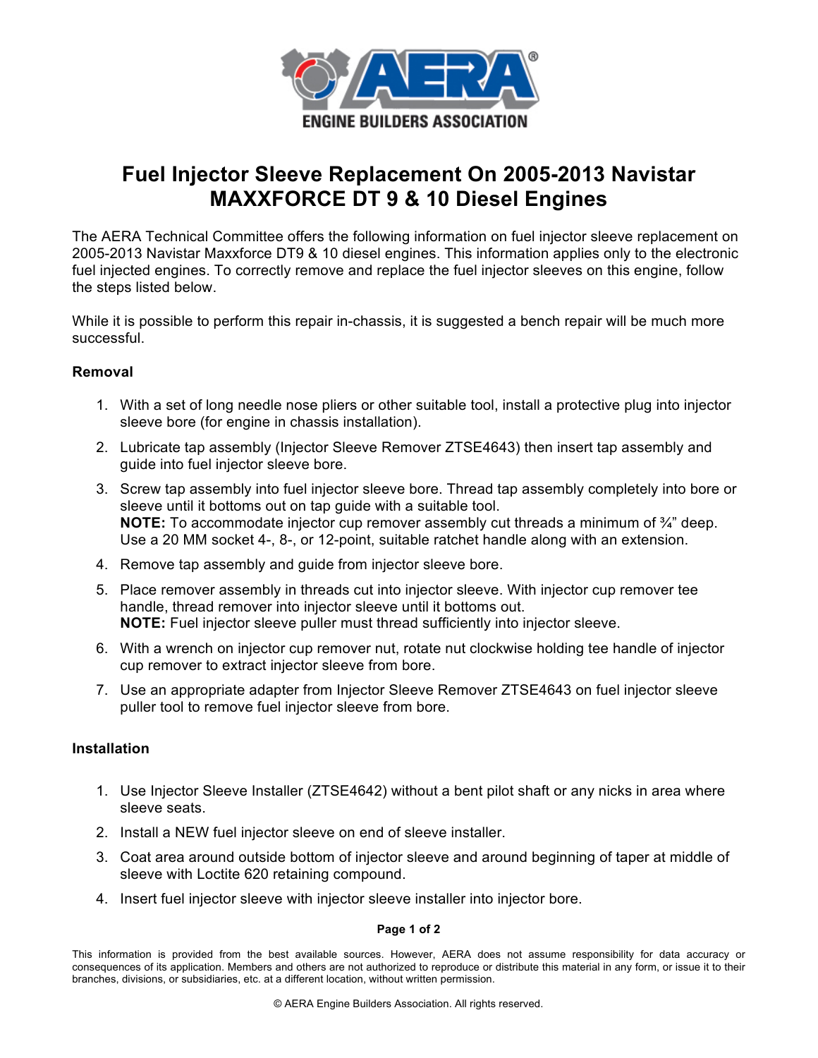# Fuel Injector Sleeve Replacement On 2005-2013 Navistar MAXXFORCE DT 9 & 10 Diesel Engines

The AERA Technical Committee offers the following information on fuel injector sleeve replacement on 2005-2013 Navistar Maxxforce DT9 & 10 diesel engines. This information applies only to the electronic fuel injected engines. To correctly remove and replace the fuel injector sleeves on this engine, follow the steps listed below.

While it is possible to perform this repair in-chassis, it is suggested a bench repair will be much more successful.

**Removal**

1. With a set of long needle nose pliers or other suitable tool, install a protective plug into injector sleeve bore (for engine in chassis installation).
2. Lubricate tap assembly (Injector Sleeve Remover ZTSE4643) then insert tap assembly and guide into fuel injector sleeve bore.
3. Screw tap assembly into fuel injector sleeve bore. Thread tap assembly completely into bore or sleeve until it bottoms out on tap guide with a suitable tool.
   **NOTE:** To accommodate injector cup remover assembly cut threads a minimum of ¾" deep. Use a 20 MM socket 4-, 8-, or 12-point, suitable ratchet handle along with an extension.
4. Remove tap assembly and guide from injector sleeve bore.
5. Place remover assembly in threads cut into injector sleeve. With injector cup remover tee handle, thread remover into injector sleeve until it bottoms out.
   **NOTE:** Fuel injector sleeve puller must thread sufficiently into injector sleeve.
6. With a wrench on injector cup remover nut, rotate nut clockwise holding tee handle of injector cup remover to extract injector sleeve from bore.
7. Use an appropriate adapter from Injector Sleeve Remover ZTSE4643 on fuel injector sleeve puller tool to remove fuel injector sleeve from bore.

**Installation**

1. Use Injector Sleeve Installer (ZTSE4642) without a bent pilot shaft or any nicks in area where sleeve seats.
2. Install a NEW fuel injector sleeve on end of sleeve installer.
3. Coat area around outside bottom of injector sleeve and around beginning of taper at middle of sleeve with Loctite 620 retaining compound.
4. Insert fuel injector sleeve with injector sleeve installer into injector bore.

This information is provided from the best available sources. However, AERA does not assume responsibility for data accuracy or consequences of its application. Members and others are not authorized to reproduce or distribute this material in any form, or issue it to their branches, divisions, or subsidiaries, etc. at a different location, without written permission.

© AERA Engine Builders Association. All rights reserved.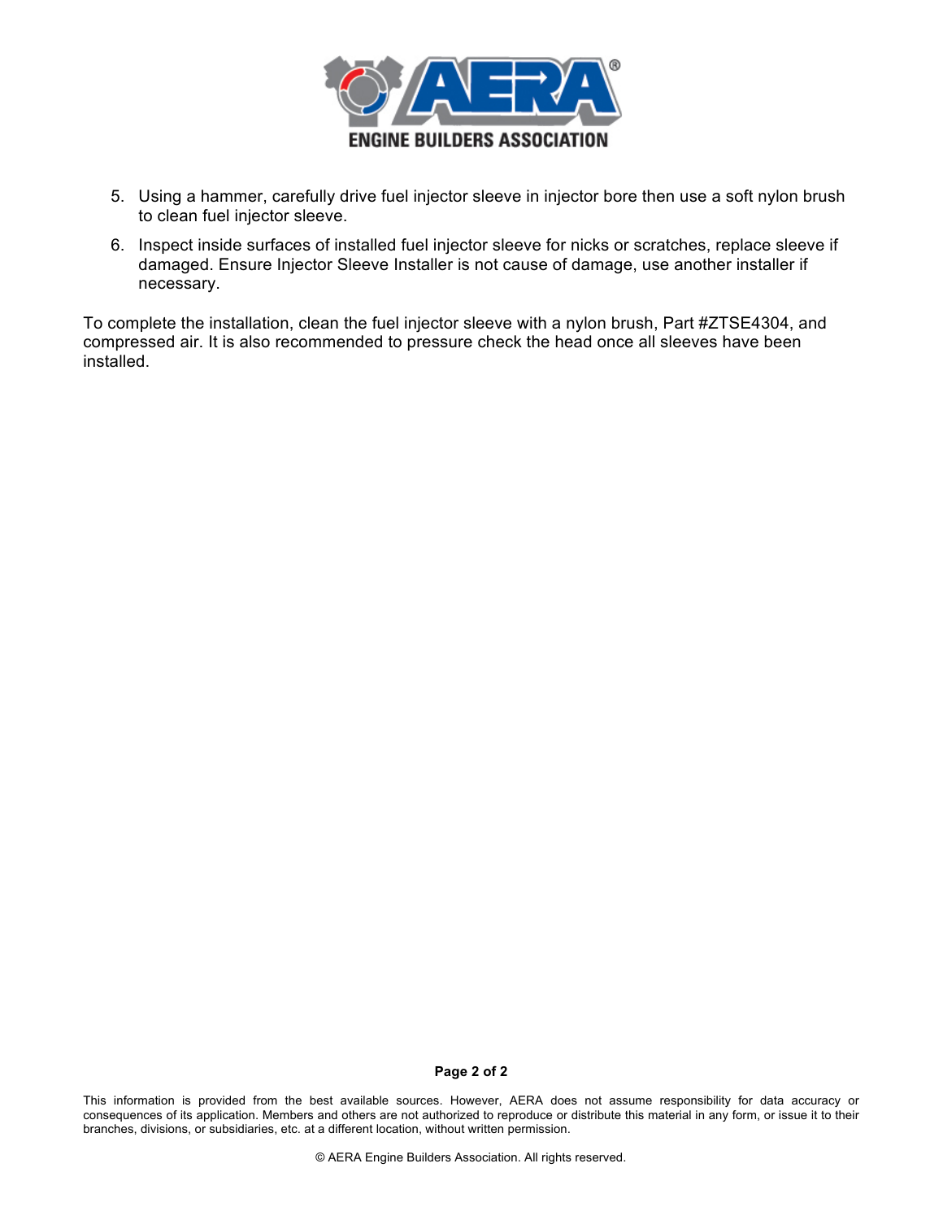5. Using a hammer, carefully drive fuel injector sleeve in injector bore then use a soft nylon brush to clean fuel injector sleeve.
6. Inspect inside surfaces of installed fuel injector sleeve for nicks or scratches, replace sleeve if damaged. Ensure Injector Sleeve Installer is not cause of damage, use another installer if necessary.

To complete the installation, clean the fuel injector sleeve with a nylon brush, Part #ZTSE4304, and compressed air. It is also recommended to pressure check the head once all sleeves have been installed.

This information is provided from the best available sources. However, AERA does not assume responsibility for data accuracy or consequences of its application. Members and others are not authorized to reproduce or distribute this material in any form, or issue it to their branches, divisions, or subsidiaries, etc. at a different location, without written permission.

© AERA Engine Builders Association. All rights reserved.